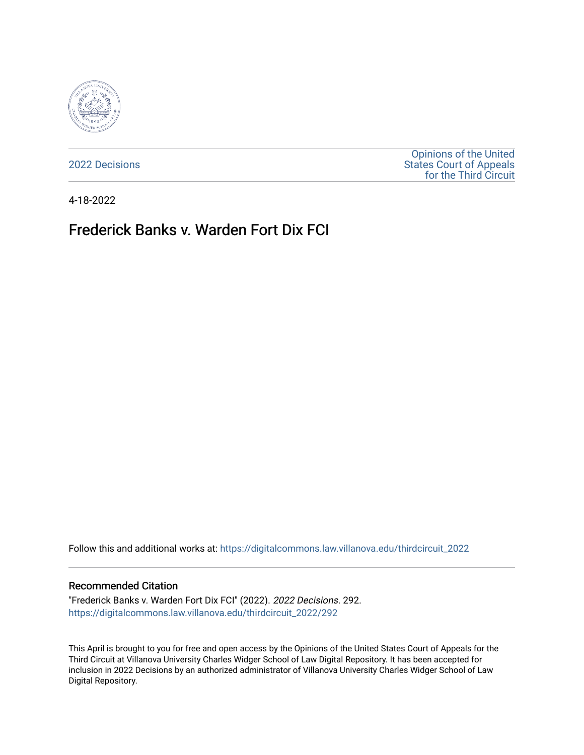2022 Decisions

Opinions of the United States Court of Appeals for the Third Circuit

4-18-2022

# Frederick Banks v. Warden Fort Dix FCI

Follow this and additional works at: https://digitalcommons.law.villanova.edu/thirdcircuit_2022

## Recommended Citation

"Frederick Banks v. Warden Fort Dix FCI" (2022). *2022 Decisions*. 292.
https://digitalcommons.law.villanova.edu/thirdcircuit_2022/292

This April is brought to you for free and open access by the Opinions of the United States Court of Appeals for the Third Circuit at Villanova University Charles Widger School of Law Digital Repository. It has been accepted for inclusion in 2022 Decisions by an authorized administrator of Villanova University Charles Widger School of Law Digital Repository.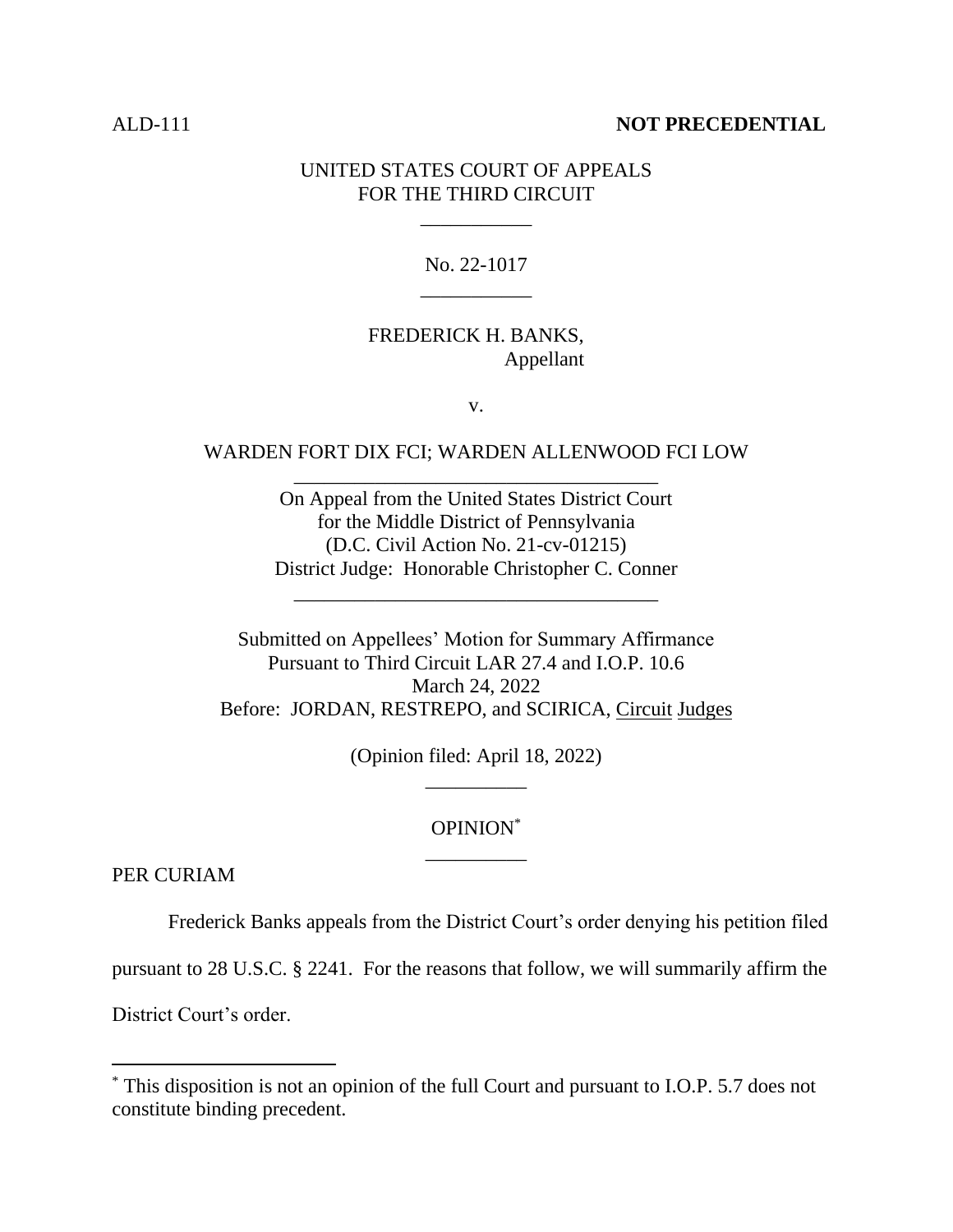ALD-111 **NOT PRECEDENTIAL**

UNITED STATES COURT OF APPEALS
FOR THE THIRD CIRCUIT

---

No. 22-1017

---

FREDERICK H. BANKS,
Appellant

v.

WARDEN FORT DIX FCI; WARDEN ALLENWOOD FCI LOW

---

On Appeal from the United States District Court
for the Middle District of Pennsylvania
(D.C. Civil Action No. 21-cv-01215)
District Judge: Honorable Christopher C. Conner

---

Submitted on Appellees' Motion for Summary Affirmance
Pursuant to Third Circuit LAR 27.4 and I.O.P. 10.6
March 24, 2022
Before: JORDAN, RESTREPO, and SCIRICA, Circuit Judges

(Opinion filed: April 18, 2022)

---

OPINION[*]

---

PER CURIAM

Frederick Banks appeals from the District Court's order denying his petition filed pursuant to 28 U.S.C. § 2241. For the reasons that follow, we will summarily affirm the District Court's order.

[*] This disposition is not an opinion of the full Court and pursuant to I.O.P. 5.7 does not constitute binding precedent.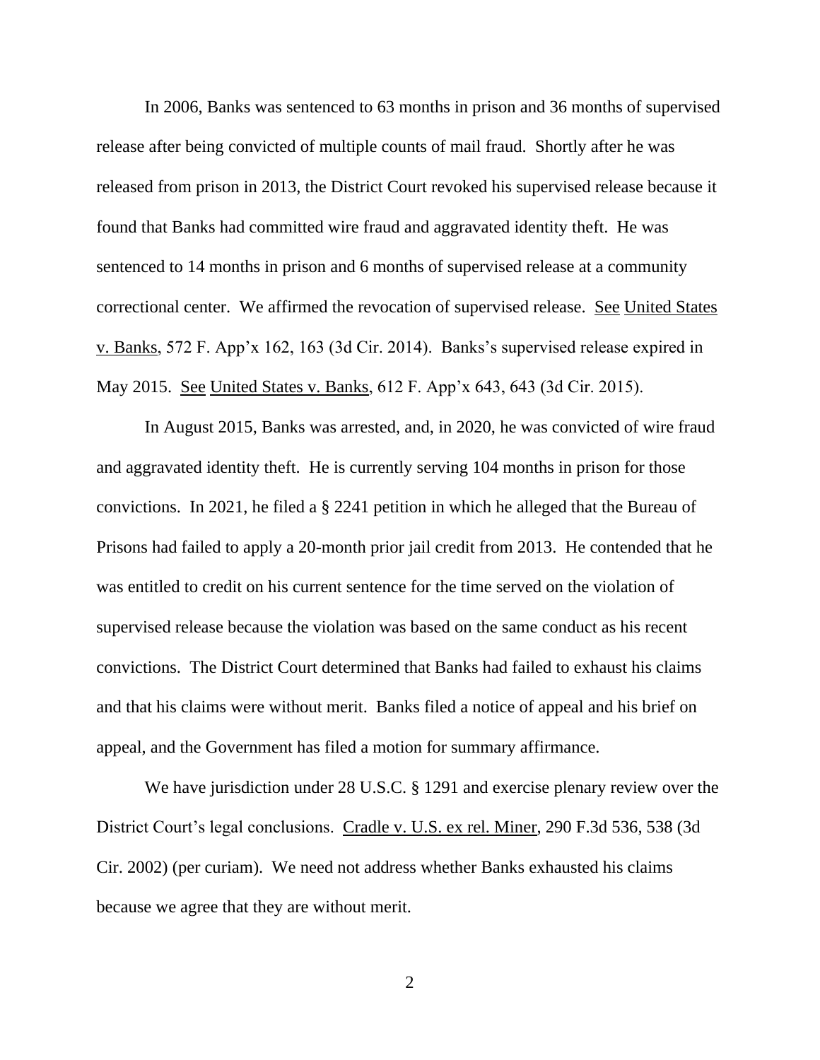In 2006, Banks was sentenced to 63 months in prison and 36 months of supervised release after being convicted of multiple counts of mail fraud. Shortly after he was released from prison in 2013, the District Court revoked his supervised release because it found that Banks had committed wire fraud and aggravated identity theft. He was sentenced to 14 months in prison and 6 months of supervised release at a community correctional center. We affirmed the revocation of supervised release. See United States v. Banks, 572 F. App'x 162, 163 (3d Cir. 2014). Banks's supervised release expired in May 2015. See United States v. Banks, 612 F. App'x 643, 643 (3d Cir. 2015).

In August 2015, Banks was arrested, and, in 2020, he was convicted of wire fraud and aggravated identity theft. He is currently serving 104 months in prison for those convictions. In 2021, he filed a § 2241 petition in which he alleged that the Bureau of Prisons had failed to apply a 20-month prior jail credit from 2013. He contended that he was entitled to credit on his current sentence for the time served on the violation of supervised release because the violation was based on the same conduct as his recent convictions. The District Court determined that Banks had failed to exhaust his claims and that his claims were without merit. Banks filed a notice of appeal and his brief on appeal, and the Government has filed a motion for summary affirmance.

We have jurisdiction under 28 U.S.C. § 1291 and exercise plenary review over the District Court's legal conclusions. Cradle v. U.S. ex rel. Miner, 290 F.3d 536, 538 (3d Cir. 2002) (per curiam). We need not address whether Banks exhausted his claims because we agree that they are without merit.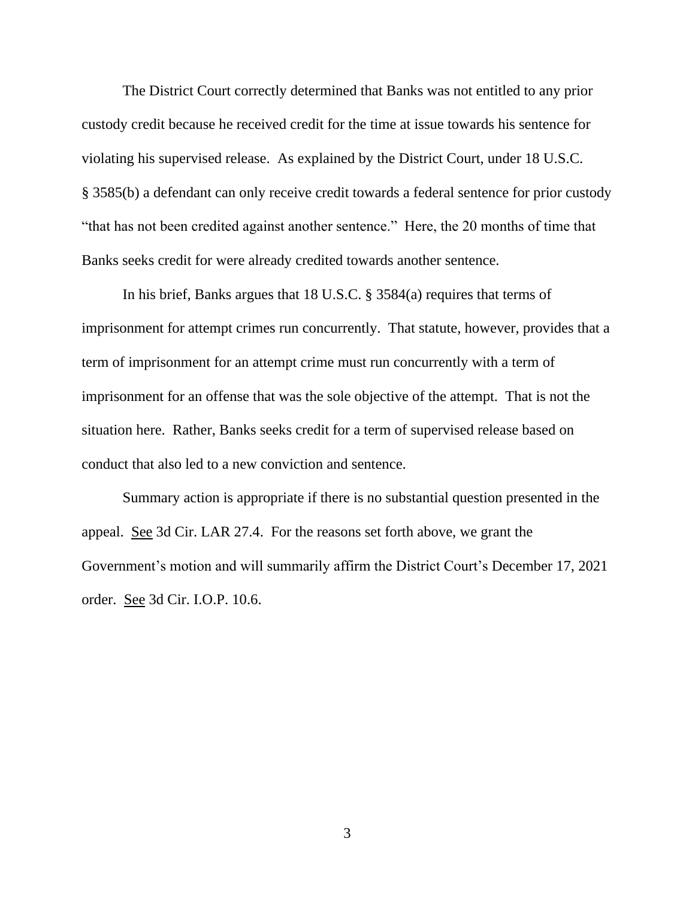The District Court correctly determined that Banks was not entitled to any prior custody credit because he received credit for the time at issue towards his sentence for violating his supervised release. As explained by the District Court, under 18 U.S.C. § 3585(b) a defendant can only receive credit towards a federal sentence for prior custody "that has not been credited against another sentence." Here, the 20 months of time that Banks seeks credit for were already credited towards another sentence.

In his brief, Banks argues that 18 U.S.C. § 3584(a) requires that terms of imprisonment for attempt crimes run concurrently. That statute, however, provides that a term of imprisonment for an attempt crime must run concurrently with a term of imprisonment for an offense that was the sole objective of the attempt. That is not the situation here. Rather, Banks seeks credit for a term of supervised release based on conduct that also led to a new conviction and sentence.

Summary action is appropriate if there is no substantial question presented in the appeal. See 3d Cir. LAR 27.4. For the reasons set forth above, we grant the Government's motion and will summarily affirm the District Court's December 17, 2021 order. See 3d Cir. I.O.P. 10.6.